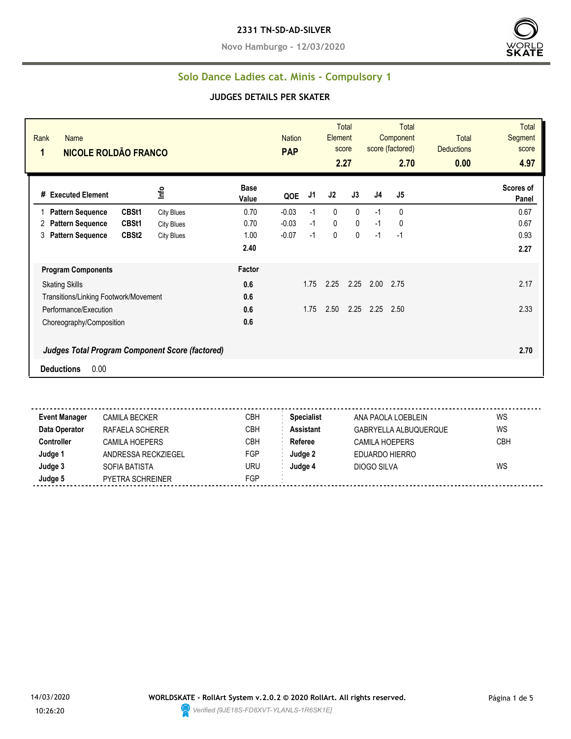**2331 TN-SD-AD-SILVER**

**Novo Hamburgo - 12/03/2020**

## Solo Dance Ladies cat. Minis - Compulsory 1

### JUDGES DETAILS PER SKATER

| Rank | Name | Nation | Total Element score | Total Component score (factored) | Total Deductions | Total Segment score |
|---|---|---|---|---|---|---|
| 1 | NICOLE ROLDÃO FRANCO | PAP | 2.27 | 2.70 | 0.00 | 4.97 |

| # | Executed Element | | Info | Base Value | QOE | J1 | J2 | J3 | J4 | J5 | Scores of Panel |
|---|---|---|---|---|---|---|---|---|---|---|---|
| 1 | Pattern Sequence | CBSt1 | City Blues | 0.70 | -0.03 | -1 | 0 | 0 | -1 | 0 | 0.67 |
| 2 | Pattern Sequence | CBSt1 | City Blues | 0.70 | -0.03 | -1 | 0 | 0 | -1 | 0 | 0.67 |
| 3 | Pattern Sequence | CBSt2 | City Blues | 1.00 | -0.07 | -1 | 0 | 0 | -1 | -1 | 0.93 |
| | | | | 2.40 | | | | | | | 2.27 |

| Program Components | Factor | J1 | J2 | J3 | J4 | J5 | |
|---|---|---|---|---|---|---|---|
| Skating Skills | 0.6 | 1.75 | 2.25 | 2.25 | 2.00 | 2.75 | 2.17 |
| Transitions/Linking Footwork/Movement | 0.6 | | | | | | |
| Performance/Execution | 0.6 | 1.75 | 2.50 | 2.25 | 2.25 | 2.50 | 2.33 |
| Choreography/Composition | 0.6 | | | | | | |
| ***Judges Total Program Component Score (factored)*** | | | | | | | 2.70 |

**Deductions** 0.00

| | | | | | |
|---|---|---|---|---|---|
| **Event Manager** | CAMILA BECKER | CBH | **Specialist** | ANA PAOLA LOEBLEIN | WS |
| **Data Operator** | RAFAELA SCHERER | CBH | **Assistant** | GABRYELLA ALBUQUERQUE | WS |
| **Controller** | CAMILA HOEPERS | CBH | **Referee** | CAMILA HOEPERS | CBH |
| **Judge 1** | ANDRESSA RECKZIEGEL | FGP | **Judge 2** | EDUARDO HIERRO | |
| **Judge 3** | SOFIA BATISTA | URU | **Judge 4** | DIOGO SILVA | WS |
| **Judge 5** | PYETRA SCHREINER | FGP | | | |

14/03/2020 10:26:20

**WORLDSKATE - RollArt System v.2.0.2 © 2020 RollArt. All rights reserved.**

*Verified [9JE18S-FD8XVT-YLANLS-1R6SK1E]*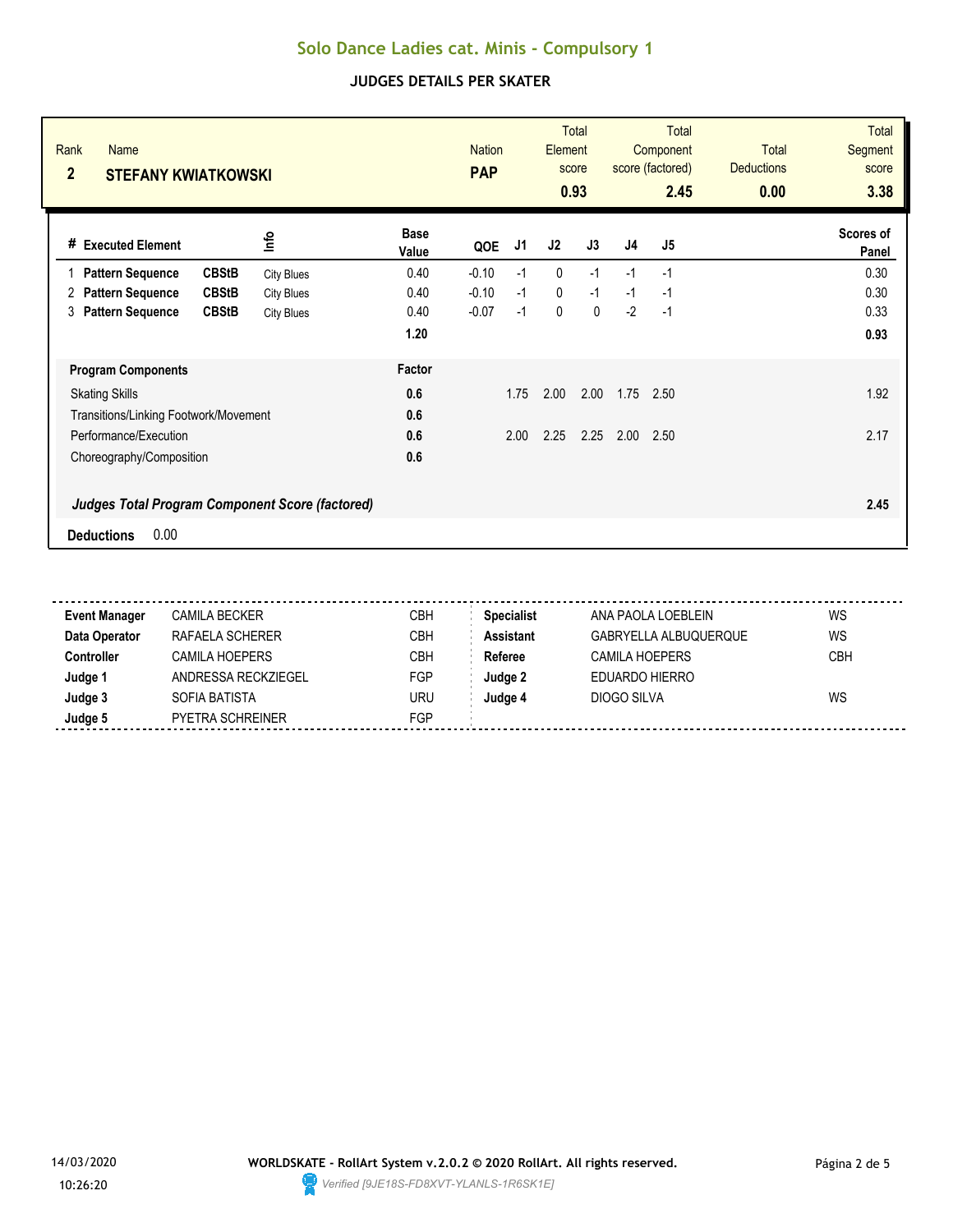# Solo Dance Ladies cat. Minis - Compulsory 1

## JUDGES DETAILS PER SKATER

| Rank | Name | Nation | Total Element score | Total Component score (factored) | Total Deductions | Total Segment score |
|---|---|---|---|---|---|---|
| 2 | STEFANY KWIATKOWSKI | PAP | 0.93 | 2.45 | 0.00 | 3.38 |

| # | Executed Element | | Info | Base Value | QOE | J1 | J2 | J3 | J4 | J5 | Scores of Panel |
|---|---|---|---|---|---|---|---|---|---|---|---|
| 1 | Pattern Sequence | CBStB | City Blues | 0.40 | -0.10 | -1 | 0 | -1 | -1 | -1 | 0.30 |
| 2 | Pattern Sequence | CBStB | City Blues | 0.40 | -0.10 | -1 | 0 | -1 | -1 | -1 | 0.30 |
| 3 | Pattern Sequence | CBStB | City Blues | 0.40 | -0.07 | -1 | 0 | 0 | -2 | -1 | 0.33 |
| | | | | 1.20 | | | | | | | 0.93 |

| Program Components | Factor | J1 | J2 | J3 | J4 | J5 | |
|---|---|---|---|---|---|---|---|
| Skating Skills | 0.6 | 1.75 | 2.00 | 2.00 | 1.75 | 2.50 | 1.92 |
| Transitions/Linking Footwork/Movement | 0.6 | | | | | | |
| Performance/Execution | 0.6 | 2.00 | 2.25 | 2.25 | 2.00 | 2.50 | 2.17 |
| Choreography/Composition | 0.6 | | | | | | |
| ***Judges Total Program Component Score (factored)*** | | | | | | | **2.45** |

**Deductions** 0.00

| | | | | | |
|---|---|---|---|---|---|
| **Event Manager** | CAMILA BECKER | CBH | **Specialist** | ANA PAOLA LOEBLEIN | WS |
| **Data Operator** | RAFAELA SCHERER | CBH | **Assistant** | GABRYELLA ALBUQUERQUE | WS |
| **Controller** | CAMILA HOEPERS | CBH | **Referee** | CAMILA HOEPERS | CBH |
| **Judge 1** | ANDRESSA RECKZIEGEL | FGP | **Judge 2** | EDUARDO HIERRO | |
| **Judge 3** | SOFIA BATISTA | URU | **Judge 4** | DIOGO SILVA | WS |
| **Judge 5** | PYETRA SCHREINER | FGP | | | |

14/03/2020 10:26:20

**WORLDSKATE - RollArt System v.2.0.2 © 2020 RollArt. All rights reserved.**

*Verified [9JE18S-FD8XVT-YLANLS-1R6SK1E]*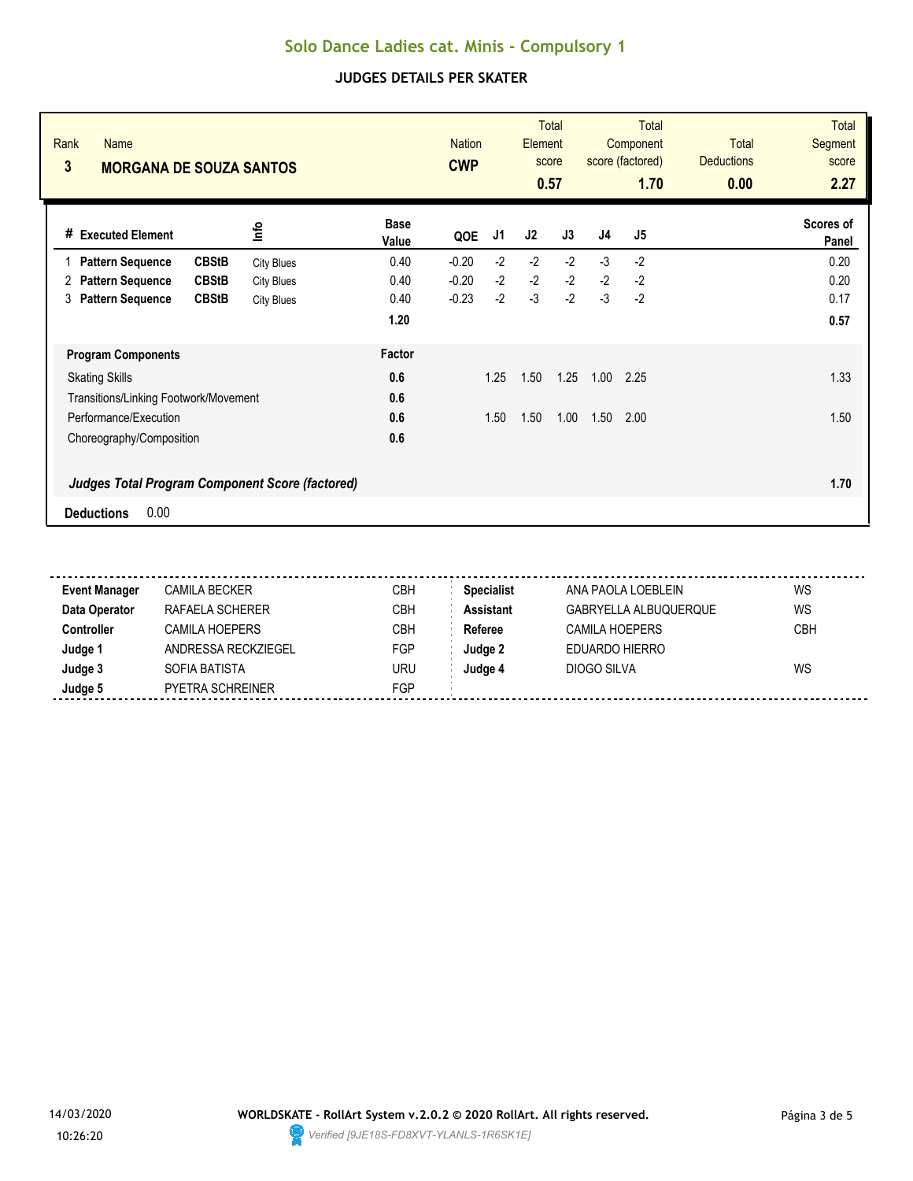# Solo Dance Ladies cat. Minis - Compulsory 1

## JUDGES DETAILS PER SKATER

| Rank | Name | Nation | Total Element score | Total Component score (factored) | Total Deductions | Total Segment score |
|---|---|---|---|---|---|---|
| 3 | **MORGANA DE SOUZA SANTOS** | **CWP** | **0.57** | **1.70** | **0.00** | **2.27** |

| # | Executed Element | | Info | Base Value | QOE | J1 | J2 | J3 | J4 | J5 | Scores of Panel |
|---|---|---|---|---|---|---|---|---|---|---|---|
| 1 | **Pattern Sequence** | **CBStB** | City Blues | 0.40 | -0.20 | -2 | -2 | -2 | -3 | -2 | 0.20 |
| 2 | **Pattern Sequence** | **CBStB** | City Blues | 0.40 | -0.20 | -2 | -2 | -2 | -2 | -2 | 0.20 |
| 3 | **Pattern Sequence** | **CBStB** | City Blues | 0.40 | -0.23 | -2 | -3 | -2 | -3 | -2 | 0.17 |
| | | | | **1.20** | | | | | | | **0.57** |

| Program Components | Factor | J1 | J2 | J3 | J4 | J5 | |
|---|---|---|---|---|---|---|---|
| Skating Skills | **0.6** | 1.25 | 1.50 | 1.25 | 1.00 | 2.25 | 1.33 |
| Transitions/Linking Footwork/Movement | **0.6** | | | | | | |
| Performance/Execution | **0.6** | 1.50 | 1.50 | 1.00 | 1.50 | 2.00 | 1.50 |
| Choreography/Composition | **0.6** | | | | | | |
| ***Judges Total Program Component Score (factored)*** | | | | | | | **1.70** |

**Deductions** 0.00

| | | | | | |
|---|---|---|---|---|---|
| **Event Manager** | CAMILA BECKER | CBH | **Specialist** | ANA PAOLA LOEBLEIN | WS |
| **Data Operator** | RAFAELA SCHERER | CBH | **Assistant** | GABRYELLA ALBUQUERQUE | WS |
| **Controller** | CAMILA HOEPERS | CBH | **Referee** | CAMILA HOEPERS | CBH |
| **Judge 1** | ANDRESSA RECKZIEGEL | FGP | **Judge 2** | EDUARDO HIERRO | |
| **Judge 3** | SOFIA BATISTA | URU | **Judge 4** | DIOGO SILVA | WS |
| **Judge 5** | PYETRA SCHREINER | FGP | | | |

14/03/2020 10:26:20

**WORLDSKATE - RollArt System v.2.0.2 © 2020 RollArt. All rights reserved.**

*Verified [9JE18S-FD8XVT-YLANLS-1R6SK1E]*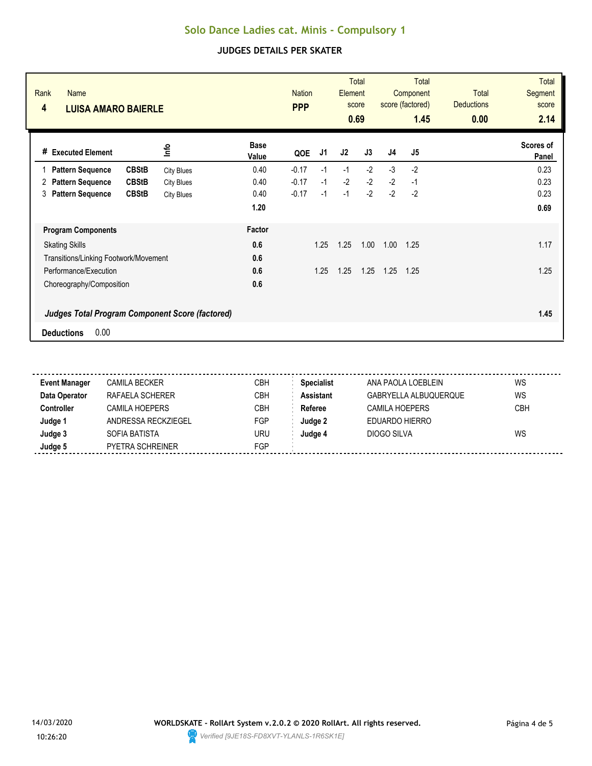# Solo Dance Ladies cat. Minis - Compulsory 1

## JUDGES DETAILS PER SKATER

| Rank | Name | Nation | Total Element score | Total Component score (factored) | Total Deductions | Total Segment score |
|---|---|---|---|---|---|---|
| 4 | **LUISA AMARO BAIERLE** | **PPP** | **0.69** | **1.45** | **0.00** | **2.14** |

| # | Executed Element | | Info | Base Value | QOE | J1 | J2 | J3 | J4 | J5 | Scores of Panel |
|---|---|---|---|---|---|---|---|---|---|---|---|
| 1 | **Pattern Sequence** | **CBStB** | City Blues | 0.40 | -0.17 | -1 | -1 | -2 | -3 | -2 | 0.23 |
| 2 | **Pattern Sequence** | **CBStB** | City Blues | 0.40 | -0.17 | -1 | -2 | -2 | -2 | -1 | 0.23 |
| 3 | **Pattern Sequence** | **CBStB** | City Blues | 0.40 | -0.17 | -1 | -1 | -2 | -2 | -2 | 0.23 |
| | | | | **1.20** | | | | | | | **0.69** |

| Program Components | Factor | J1 | J2 | J3 | J4 | J5 | |
|---|---|---|---|---|---|---|---|
| Skating Skills | **0.6** | 1.25 | 1.25 | 1.00 | 1.00 | 1.25 | 1.17 |
| Transitions/Linking Footwork/Movement | **0.6** | | | | | | |
| Performance/Execution | **0.6** | 1.25 | 1.25 | 1.25 | 1.25 | 1.25 | 1.25 |
| Choreography/Composition | **0.6** | | | | | | |
| ***Judges Total Program Component Score (factored)*** | | | | | | | **1.45** |

**Deductions** 0.00

| | | | | | |
|---|---|---|---|---|---|
| **Event Manager** | CAMILA BECKER | CBH | **Specialist** | ANA PAOLA LOEBLEIN | WS |
| **Data Operator** | RAFAELA SCHERER | CBH | **Assistant** | GABRYELLA ALBUQUERQUE | WS |
| **Controller** | CAMILA HOEPERS | CBH | **Referee** | CAMILA HOEPERS | CBH |
| **Judge 1** | ANDRESSA RECKZIEGEL | FGP | **Judge 2** | EDUARDO HIERRO | |
| **Judge 3** | SOFIA BATISTA | URU | **Judge 4** | DIOGO SILVA | WS |
| **Judge 5** | PYETRA SCHREINER | FGP | | | |

14/03/2020 10:26:20

**WORLDSKATE - RollArt System v.2.0.2 © 2020 RollArt. All rights reserved.**

*Verified [9JE18S-FD8XVT-YLANLS-1R6SK1E]*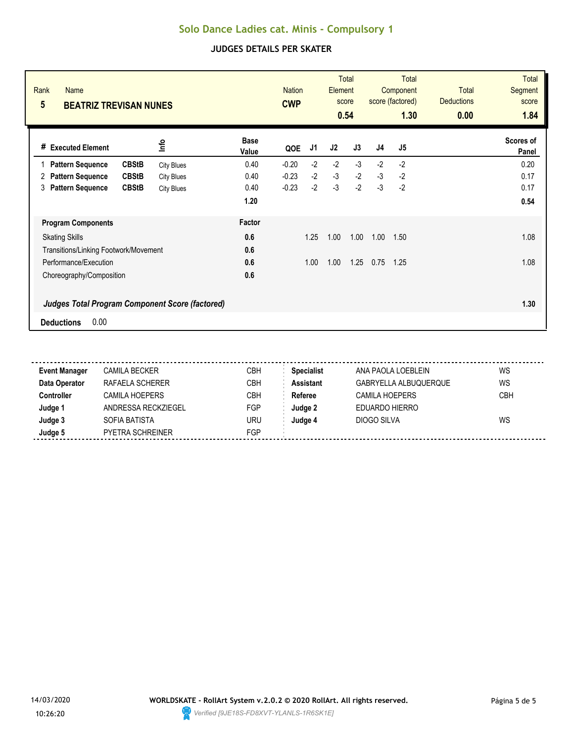# Solo Dance Ladies cat. Minis - Compulsory 1

## JUDGES DETAILS PER SKATER

| Rank | Name | Nation | Total Element score | Total Component score (factored) | Total Deductions | Total Segment score |
|---|---|---|---|---|---|---|
| 5 | **BEATRIZ TREVISAN NUNES** | **CWP** | **0.54** | **1.30** | **0.00** | **1.84** |

| # | Executed Element | | Info | Base Value | QOE | J1 | J2 | J3 | J4 | J5 | Scores of Panel |
|---|---|---|---|---|---|---|---|---|---|---|---|
| 1 | **Pattern Sequence** | **CBStB** | City Blues | 0.40 | -0.20 | -2 | -2 | -3 | -2 | -2 | 0.20 |
| 2 | **Pattern Sequence** | **CBStB** | City Blues | 0.40 | -0.23 | -2 | -3 | -2 | -3 | -2 | 0.17 |
| 3 | **Pattern Sequence** | **CBStB** | City Blues | 0.40 | -0.23 | -2 | -3 | -2 | -3 | -2 | 0.17 |
| | | | | **1.20** | | | | | | | **0.54** |

| **Program Components** | **Factor** | J1 | J2 | J3 | J4 | J5 | |
|---|---|---|---|---|---|---|---|
| Skating Skills | **0.6** | 1.25 | 1.00 | 1.00 | 1.00 | 1.50 | 1.08 |
| Transitions/Linking Footwork/Movement | **0.6** | | | | | | |
| Performance/Execution | **0.6** | 1.00 | 1.00 | 1.25 | 0.75 | 1.25 | 1.08 |
| Choreography/Composition | **0.6** | | | | | | |
| ***Judges Total Program Component Score (factored)*** | | | | | | | **1.30** |

**Deductions** 0.00

| | | | | | |
|---|---|---|---|---|---|
| **Event Manager** | CAMILA BECKER | CBH | **Specialist** | ANA PAOLA LOEBLEIN | WS |
| **Data Operator** | RAFAELA SCHERER | CBH | **Assistant** | GABRYELLA ALBUQUERQUE | WS |
| **Controller** | CAMILA HOEPERS | CBH | **Referee** | CAMILA HOEPERS | CBH |
| **Judge 1** | ANDRESSA RECKZIEGEL | FGP | **Judge 2** | EDUARDO HIERRO | |
| **Judge 3** | SOFIA BATISTA | URU | **Judge 4** | DIOGO SILVA | WS |
| **Judge 5** | PYETRA SCHREINER | FGP | | | |

14/03/2020 10:26:20

**WORLDSKATE - RollArt System v.2.0.2 © 2020 RollArt. All rights reserved.**

*Verified [9JE18S-FD8XVT-YLANLS-1R6SK1E]*